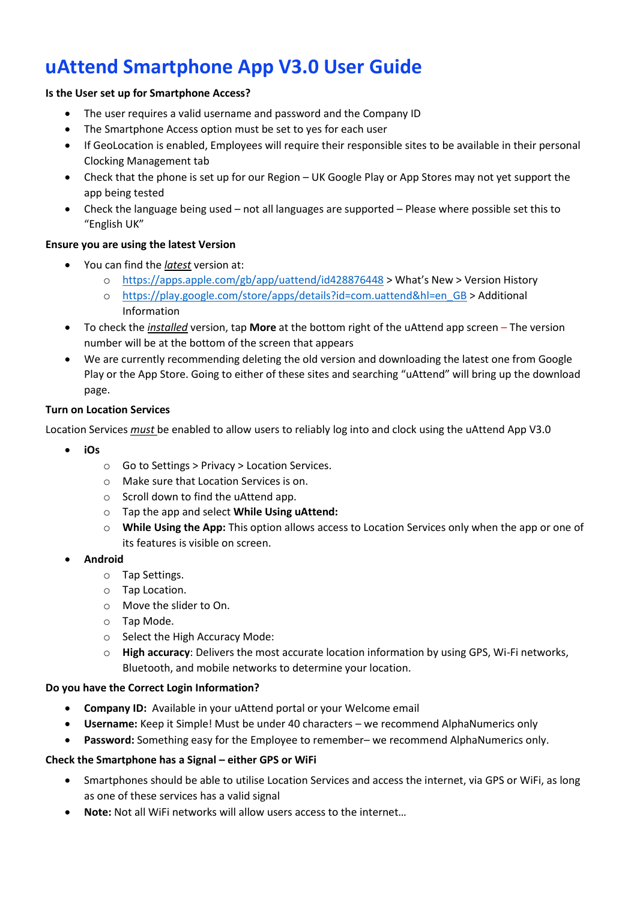# uAttend Smartphone App V3.0 User Guide

**Is the User set up for Smartphone Access?**

- The user requires a valid username and password and the Company ID
- The Smartphone Access option must be set to yes for each user
- If GeoLocation is enabled, Employees will require their responsible sites to be available in their personal Clocking Management tab
- Check that the phone is set up for our Region – UK Google Play or App Stores may not yet support the app being tested
- Check the language being used – not all languages are supported – Please where possible set this to "English UK"

**Ensure you are using the latest Version**

- You can find the *latest* version at:
    - https://apps.apple.com/gb/app/uattend/id428876448 > What's New > Version History
    - https://play.google.com/store/apps/details?id=com.uattend&hl=en_GB > Additional Information
- To check the *installed* version, tap **More** at the bottom right of the uAttend app screen – The version number will be at the bottom of the screen that appears
- We are currently recommending deleting the old version and downloading the latest one from Google Play or the App Store. Going to either of these sites and searching "uAttend" will bring up the download page.

**Turn on Location Services**

Location Services *must* be enabled to allow users to reliably log into and clock using the uAttend App V3.0

- **iOs**
    - Go to Settings > Privacy > Location Services.
    - Make sure that Location Services is on.
    - Scroll down to find the uAttend app.
    - Tap the app and select **While Using uAttend:**
    - **While Using the App:** This option allows access to Location Services only when the app or one of its features is visible on screen.
- **Android**
    - Tap Settings.
    - Tap Location.
    - Move the slider to On.
    - Tap Mode.
    - Select the High Accuracy Mode:
    - **High accuracy**: Delivers the most accurate location information by using GPS, Wi-Fi networks, Bluetooth, and mobile networks to determine your location.

**Do you have the Correct Login Information?**

- **Company ID:** Available in your uAttend portal or your Welcome email
- **Username:** Keep it Simple! Must be under 40 characters – we recommend AlphaNumerics only
- **Password:** Something easy for the Employee to remember– we recommend AlphaNumerics only.

**Check the Smartphone has a Signal – either GPS or WiFi**

- Smartphones should be able to utilise Location Services and access the internet, via GPS or WiFi, as long as one of these services has a valid signal
- **Note:** Not all WiFi networks will allow users access to the internet…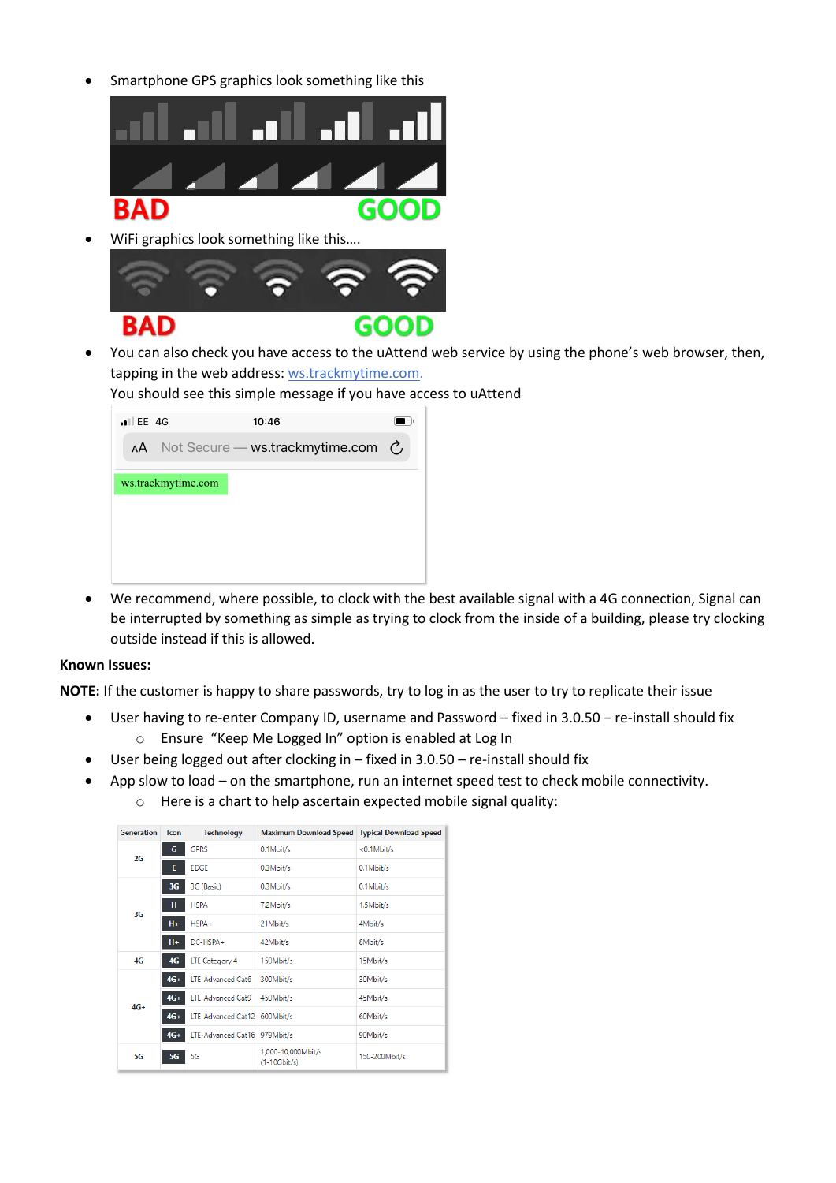- Smartphone GPS graphics look something like this

BAD GOOD

- WiFi graphics look something like this….

BAD GOOD

- You can also check you have access to the uAttend web service by using the phone's web browser, then, tapping in the web address: ws.trackmytime.com.
  You should see this simple message if you have access to uAttend

EE 4G 10:46

AA Not Secure — ws.trackmytime.com

ws.trackmytime.com

- We recommend, where possible, to clock with the best available signal with a 4G connection, Signal can be interrupted by something as simple as trying to clock from the inside of a building, please try clocking outside instead if this is allowed.

**Known Issues:**

**NOTE:** If the customer is happy to share passwords, try to log in as the user to try to replicate their issue

- User having to re-enter Company ID, username and Password – fixed in 3.0.50 – re-install should fix
  - Ensure "Keep Me Logged In" option is enabled at Log In
- User being logged out after clocking in – fixed in 3.0.50 – re-install should fix
- App slow to load – on the smartphone, run an internet speed test to check mobile connectivity.
  - Here is a chart to help ascertain expected mobile signal quality:

| Generation | Icon | Technology | Maximum Download Speed | Typical Download Speed |
|---|---|---|---|---|
| 2G | G | GPRS | 0.1Mbit/s | <0.1Mbit/s |
| | E | EDGE | 0.3Mbit/s | 0.1Mbit/s |
| 3G | 3G | 3G (Basic) | 0.3Mbit/s | 0.1Mbit/s |
| | H | HSPA | 7.2Mbit/s | 1.5Mbit/s |
| | H+ | HSPA+ | 21Mbit/s | 4Mbit/s |
| | H+ | DC-HSPA+ | 42Mbit/s | 8Mbit/s |
| 4G | 4G | LTE Category 4 | 150Mbit/s | 15Mbit/s |
| 4G+ | 4G+ | LTE-Advanced Cat6 | 300Mbit/s | 30Mbit/s |
| | 4G+ | LTE-Advanced Cat9 | 450Mbit/s | 45Mbit/s |
| | 4G+ | LTE-Advanced Cat12 | 600Mbit/s | 60Mbit/s |
| | 4G+ | LTE-Advanced Cat16 | 979Mbit/s | 90Mbit/s |
| 5G | 5G | 5G | 1,000-10,000Mbit/s (1-10Gbit/s) | 150-200Mbit/s |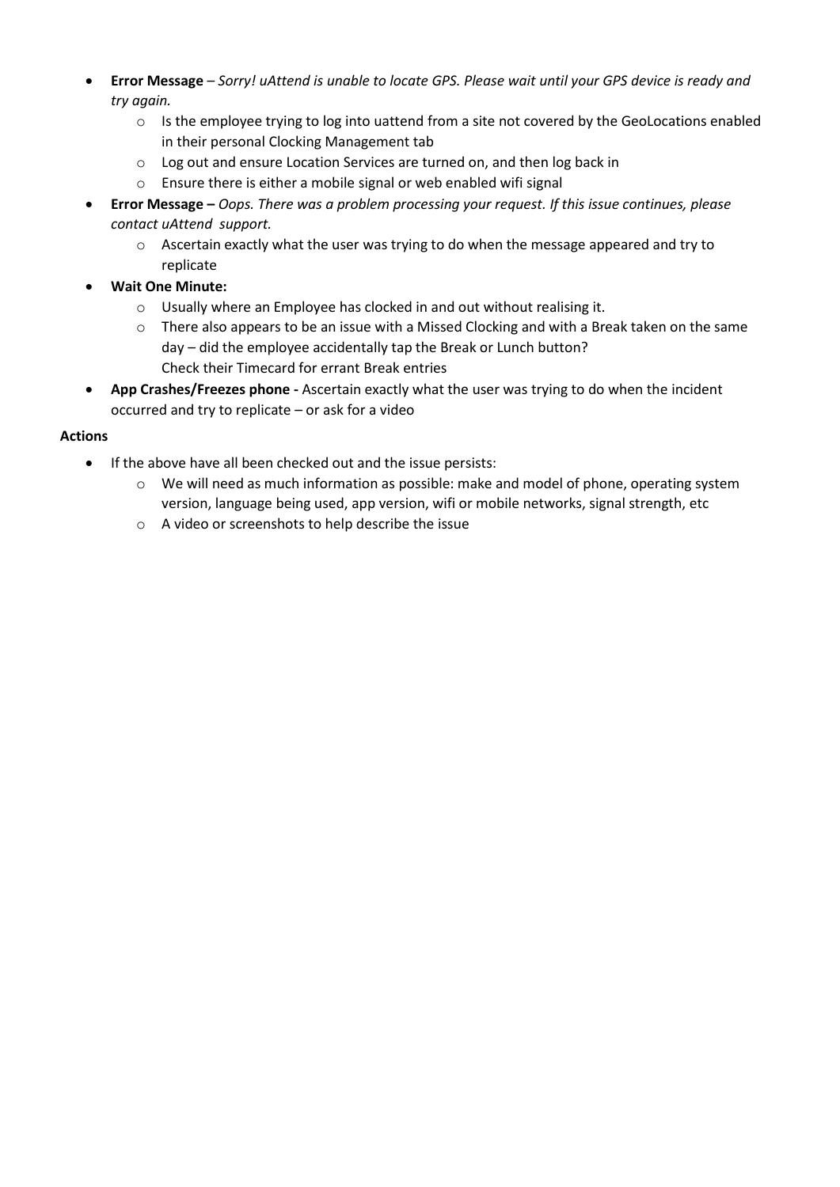- **Error Message** – *Sorry! uAttend is unable to locate GPS. Please wait until your GPS device is ready and try again.*
  - Is the employee trying to log into uattend from a site not covered by the GeoLocations enabled in their personal Clocking Management tab
  - Log out and ensure Location Services are turned on, and then log back in
  - Ensure there is either a mobile signal or web enabled wifi signal
- **Error Message –** *Oops. There was a problem processing your request. If this issue continues, please contact uAttend support.*
  - Ascertain exactly what the user was trying to do when the message appeared and try to replicate
- **Wait One Minute:**
  - Usually where an Employee has clocked in and out without realising it.
  - There also appears to be an issue with a Missed Clocking and with a Break taken on the same day – did the employee accidentally tap the Break or Lunch button?
    Check their Timecard for errant Break entries
- **App Crashes/Freezes phone -** Ascertain exactly what the user was trying to do when the incident occurred and try to replicate – or ask for a video

**Actions**

- If the above have all been checked out and the issue persists:
  - We will need as much information as possible: make and model of phone, operating system version, language being used, app version, wifi or mobile networks, signal strength, etc
  - A video or screenshots to help describe the issue